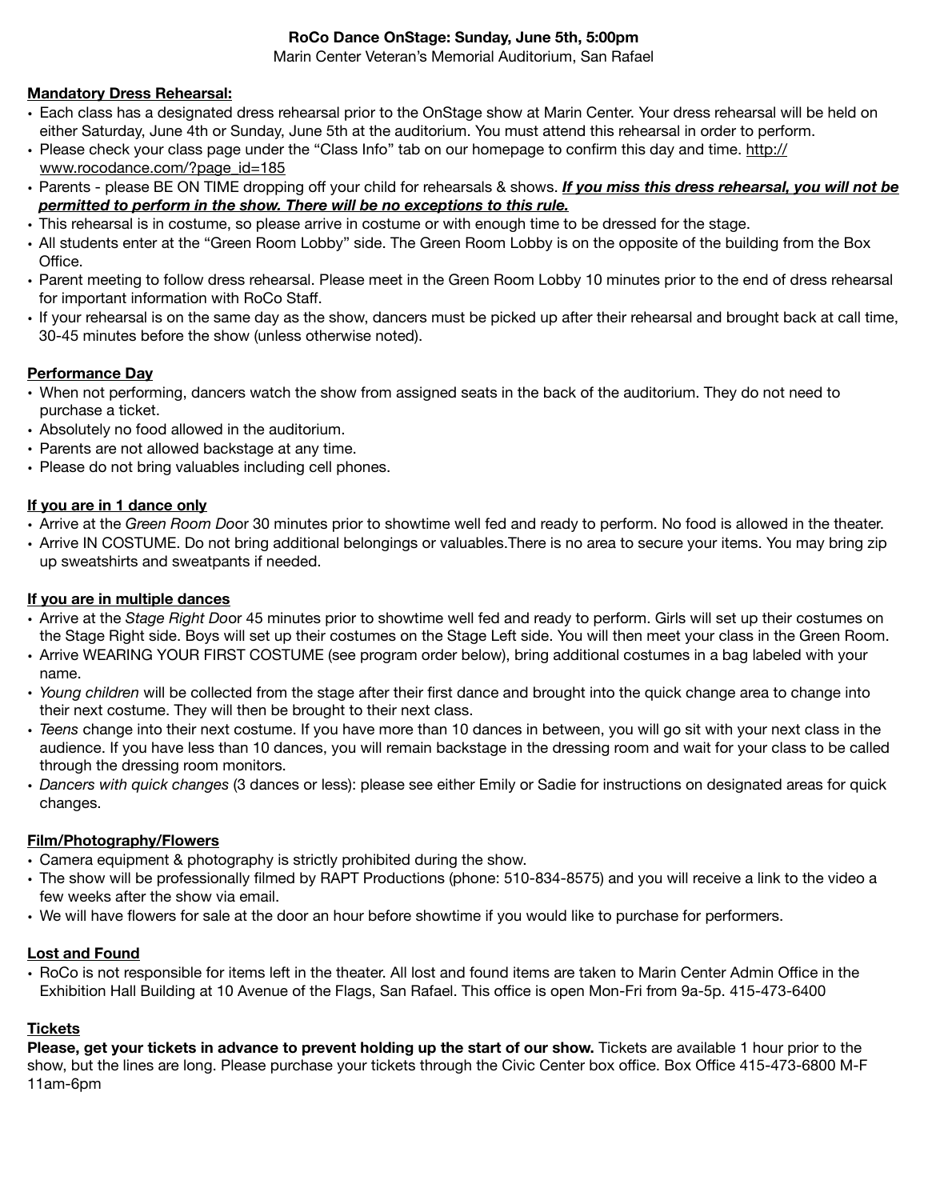**RoCo Dance OnStage: Sunday, June 5th, 5:00pm**

Marin Center Veteran's Memorial Auditorium, San Rafael

**Mandatory Dress Rehearsal:**

- Each class has a designated dress rehearsal prior to the OnStage show at Marin Center. Your dress rehearsal will be held on either Saturday, June 4th or Sunday, June 5th at the auditorium. You must attend this rehearsal in order to perform.
- Please check your class page under the "Class Info" tab on our homepage to confirm this day and time. http://www.rocodance.com/?page_id=185
- Parents - please BE ON TIME dropping off your child for rehearsals & shows. ***If you miss this dress rehearsal, you will not be permitted to perform in the show. There will be no exceptions to this rule.***
- This rehearsal is in costume, so please arrive in costume or with enough time to be dressed for the stage.
- All students enter at the "Green Room Lobby" side. The Green Room Lobby is on the opposite of the building from the Box Office.
- Parent meeting to follow dress rehearsal. Please meet in the Green Room Lobby 10 minutes prior to the end of dress rehearsal for important information with RoCo Staff.
- If your rehearsal is on the same day as the show, dancers must be picked up after their rehearsal and brought back at call time, 30-45 minutes before the show (unless otherwise noted).

**Performance Day**

- When not performing, dancers watch the show from assigned seats in the back of the auditorium. They do not need to purchase a ticket.
- Absolutely no food allowed in the auditorium.
- Parents are not allowed backstage at any time.
- Please do not bring valuables including cell phones.

**If you are in 1 dance only**

- Arrive at the *Green Room Do*or 30 minutes prior to showtime well fed and ready to perform. No food is allowed in the theater.
- Arrive IN COSTUME. Do not bring additional belongings or valuables.There is no area to secure your items. You may bring zip up sweatshirts and sweatpants if needed.

**If you are in multiple dances**

- Arrive at the *Stage Right Do*or 45 minutes prior to showtime well fed and ready to perform. Girls will set up their costumes on the Stage Right side. Boys will set up their costumes on the Stage Left side. You will then meet your class in the Green Room.
- Arrive WEARING YOUR FIRST COSTUME (see program order below), bring additional costumes in a bag labeled with your name.
- *Young children* will be collected from the stage after their first dance and brought into the quick change area to change into their next costume. They will then be brought to their next class.
- *Teens* change into their next costume. If you have more than 10 dances in between, you will go sit with your next class in the audience. If you have less than 10 dances, you will remain backstage in the dressing room and wait for your class to be called through the dressing room monitors.
- *Dancers with quick changes* (3 dances or less): please see either Emily or Sadie for instructions on designated areas for quick changes.

**Film/Photography/Flowers**

- Camera equipment & photography is strictly prohibited during the show.
- The show will be professionally filmed by RAPT Productions (phone: 510-834-8575) and you will receive a link to the video a few weeks after the show via email.
- We will have flowers for sale at the door an hour before showtime if you would like to purchase for performers.

**Lost and Found**

- RoCo is not responsible for items left in the theater. All lost and found items are taken to Marin Center Admin Office in the Exhibition Hall Building at 10 Avenue of the Flags, San Rafael. This office is open Mon-Fri from 9a-5p. 415-473-6400

**Tickets**

**Please, get your tickets in advance to prevent holding up the start of our show.** Tickets are available 1 hour prior to the show, but the lines are long. Please purchase your tickets through the Civic Center box office. Box Office 415-473-6800 M-F 11am-6pm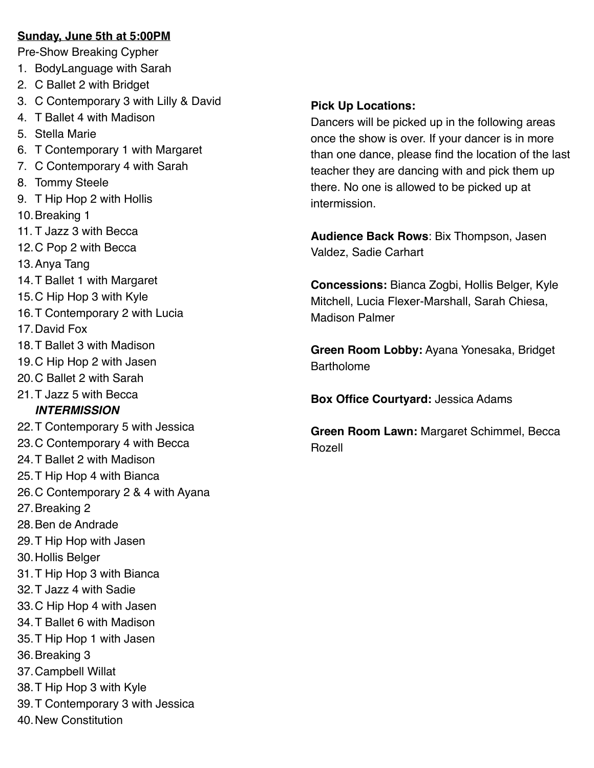**Sunday, June 5th at 5:00PM**

Pre-Show Breaking Cypher

1. BodyLanguage with Sarah
2. C Ballet 2 with Bridget
3. C Contemporary 3 with Lilly & David
4. T Ballet 4 with Madison
5. Stella Marie
6. T Contemporary 1 with Margaret
7. C Contemporary 4 with Sarah
8. Tommy Steele
9. T Hip Hop 2 with Hollis
10. Breaking 1
11. T Jazz 3 with Becca
12. C Pop 2 with Becca
13. Anya Tang
14. T Ballet 1 with Margaret
15. C Hip Hop 3 with Kyle
16. T Contemporary 2 with Lucia
17. David Fox
18. T Ballet 3 with Madison
19. C Hip Hop 2 with Jasen
20. C Ballet 2 with Sarah
21. T Jazz 5 with Becca

***INTERMISSION***

22. T Contemporary 5 with Jessica
23. C Contemporary 4 with Becca
24. T Ballet 2 with Madison
25. T Hip Hop 4 with Bianca
26. C Contemporary 2 & 4 with Ayana
27. Breaking 2
28. Ben de Andrade
29. T Hip Hop with Jasen
30. Hollis Belger
31. T Hip Hop 3 with Bianca
32. T Jazz 4 with Sadie
33. C Hip Hop 4 with Jasen
34. T Ballet 6 with Madison
35. T Hip Hop 1 with Jasen
36. Breaking 3
37. Campbell Willat
38. T Hip Hop 3 with Kyle
39. T Contemporary 3 with Jessica
40. New Constitution

**Pick Up Locations:**

Dancers will be picked up in the following areas once the show is over. If your dancer is in more than one dance, please find the location of the last teacher they are dancing with and pick them up there. No one is allowed to be picked up at intermission.

**Audience Back Rows**: Bix Thompson, Jasen Valdez, Sadie Carhart

**Concessions:** Bianca Zogbi, Hollis Belger, Kyle Mitchell, Lucia Flexer-Marshall, Sarah Chiesa, Madison Palmer

**Green Room Lobby:** Ayana Yonesaka, Bridget Bartholome

**Box Office Courtyard:** Jessica Adams

**Green Room Lawn:** Margaret Schimmel, Becca Rozell